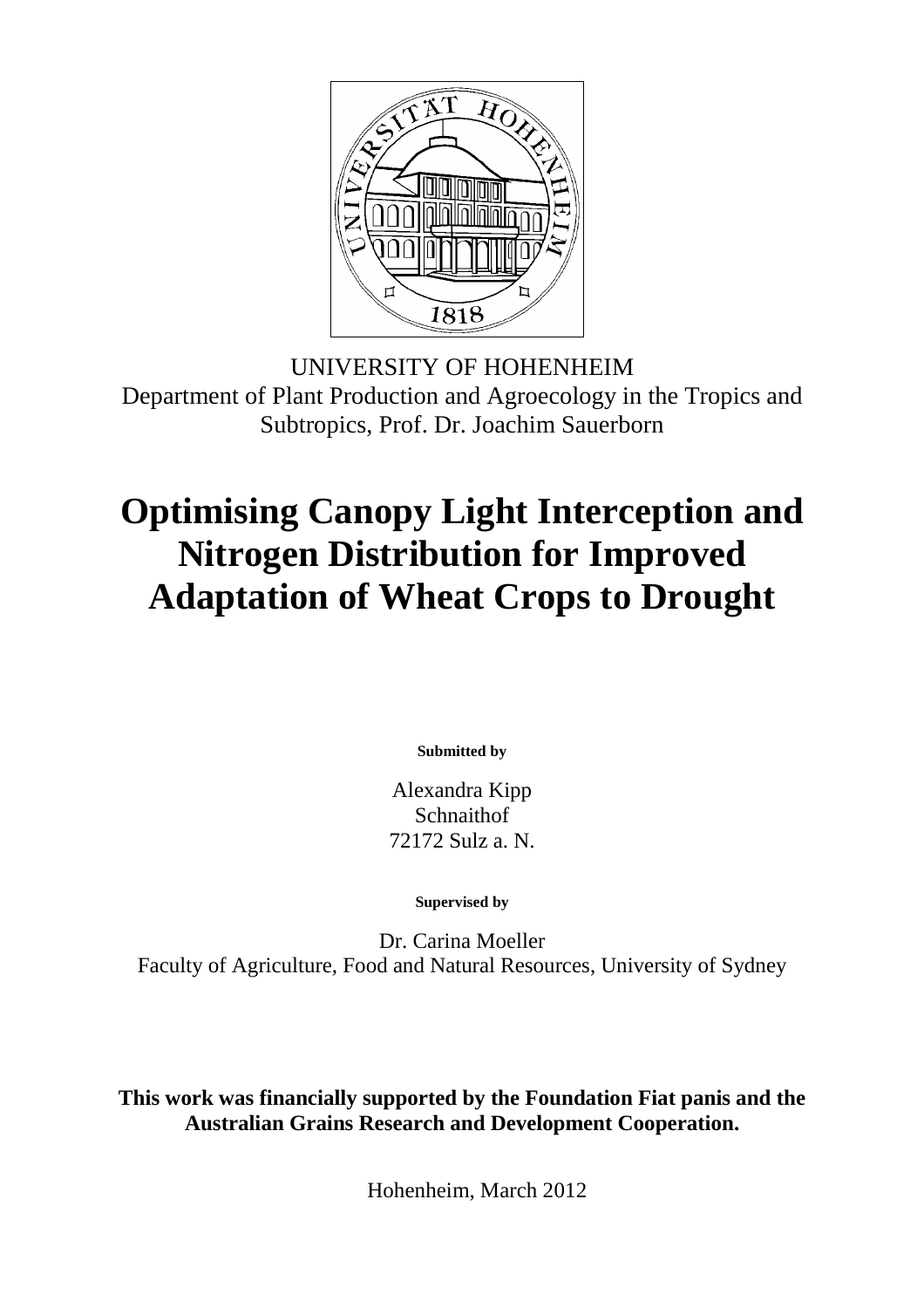UNIVERSITY OF HOHENHEIM

Department of Plant Production and Agroecology in the Tropics and Subtropics, Prof. Dr. Joachim Sauerborn

# Optimising Canopy Light Interception and Nitrogen Distribution for Improved Adaptation of Wheat Crops to Drought

**Submitted by**

Alexandra Kipp
Schnaithof
72172 Sulz a. N.

**Supervised by**

Dr. Carina Moeller
Faculty of Agriculture, Food and Natural Resources, University of Sydney

**This work was financially supported by the Foundation Fiat panis and the Australian Grains Research and Development Cooperation.**

Hohenheim, March 2012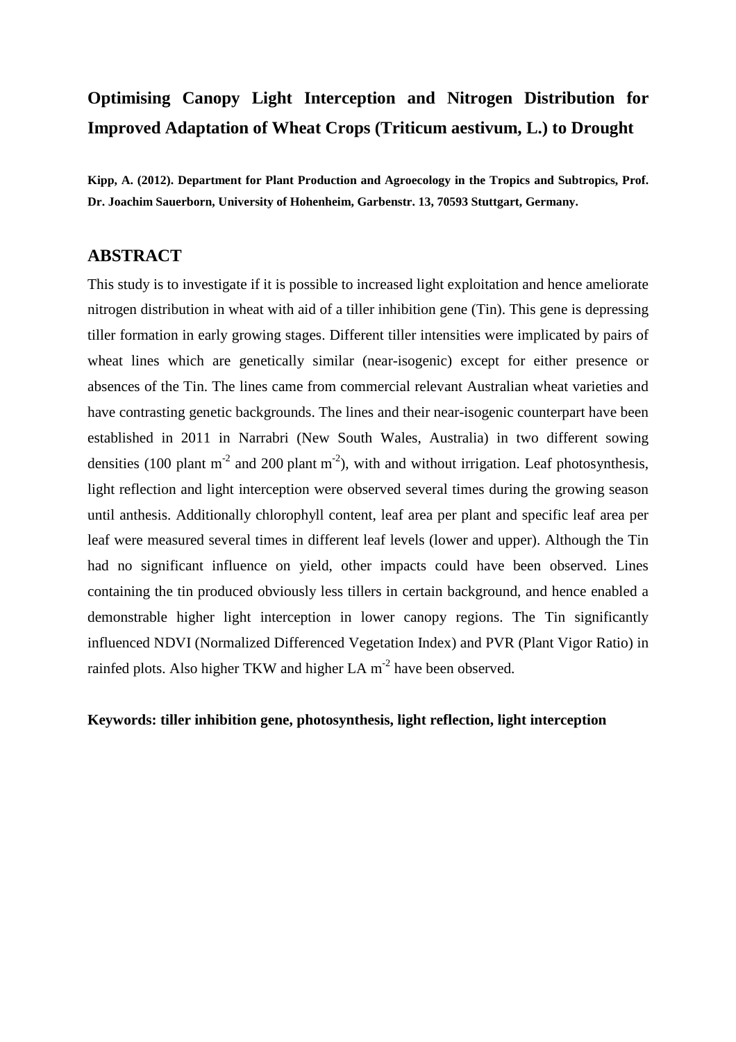# Optimising Canopy Light Interception and Nitrogen Distribution for Improved Adaptation of Wheat Crops (Triticum aestivum, L.) to Drought

**Kipp, A. (2012). Department for Plant Production and Agroecology in the Tropics and Subtropics, Prof. Dr. Joachim Sauerborn, University of Hohenheim, Garbenstr. 13, 70593 Stuttgart, Germany.**

## ABSTRACT

This study is to investigate if it is possible to increased light exploitation and hence ameliorate nitrogen distribution in wheat with aid of a tiller inhibition gene (Tin). This gene is depressing tiller formation in early growing stages. Different tiller intensities were implicated by pairs of wheat lines which are genetically similar (near-isogenic) except for either presence or absences of the Tin. The lines came from commercial relevant Australian wheat varieties and have contrasting genetic backgrounds. The lines and their near-isogenic counterpart have been established in 2011 in Narrabri (New South Wales, Australia) in two different sowing densities (100 plant $m^{-2}$ and 200 plant $m^{-2}$), with and without irrigation. Leaf photosynthesis, light reflection and light interception were observed several times during the growing season until anthesis. Additionally chlorophyll content, leaf area per plant and specific leaf area per leaf were measured several times in different leaf levels (lower and upper). Although the Tin had no significant influence on yield, other impacts could have been observed. Lines containing the tin produced obviously less tillers in certain background, and hence enabled a demonstrable higher light interception in lower canopy regions. The Tin significantly influenced NDVI (Normalized Differenced Vegetation Index) and PVR (Plant Vigor Ratio) in rainfed plots. Also higher TKW and higher LA $m^{-2}$ have been observed.

**Keywords: tiller inhibition gene, photosynthesis, light reflection, light interception**